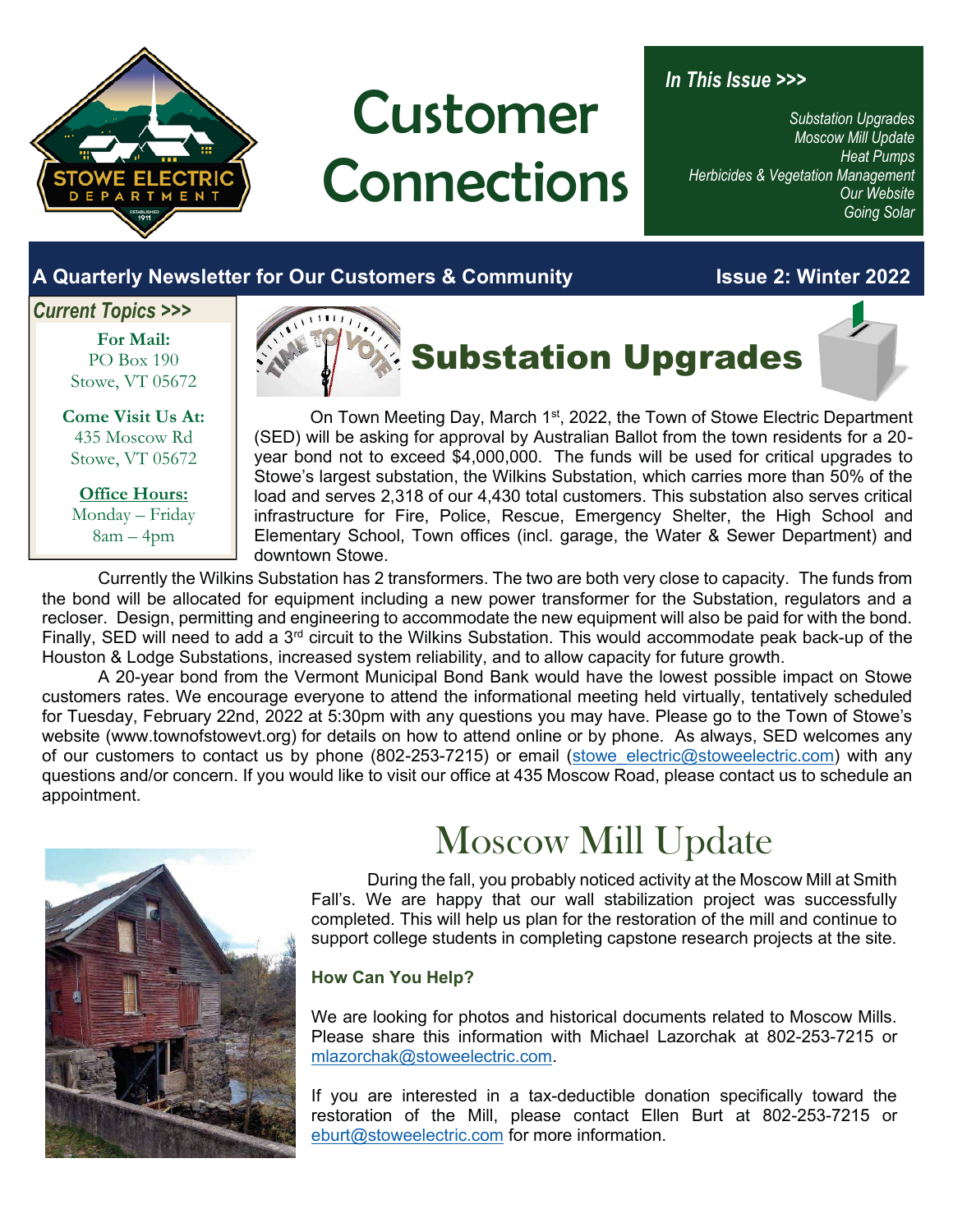# Customer Connections

STOWE ELECTRIC DEPARTMENT

*In This Issue >>>*

*Substation Upgrades*
*Moscow Mill Update*
*Heat Pumps*
*Herbicides & Vegetation Management*
*Our Website*
*Going Solar*

**A Quarterly Newsletter for Our Customers & Community** — **Issue 2: Winter 2022**

*Current Topics >>>*

**For Mail:**
PO Box 190
Stowe, VT 05672

**Come Visit Us At:**
435 Moscow Rd
Stowe, VT 05672

**Office Hours:**
Monday – Friday
8am – 4pm

## Substation Upgrades

On Town Meeting Day, March 1st, 2022, the Town of Stowe Electric Department (SED) will be asking for approval by Australian Ballot from the town residents for a 20-year bond not to exceed $4,000,000. The funds will be used for critical upgrades to Stowe's largest substation, the Wilkins Substation, which carries more than 50% of the load and serves 2,318 of our 4,430 total customers. This substation also serves critical infrastructure for Fire, Police, Rescue, Emergency Shelter, the High School and Elementary School, Town offices (incl. garage, the Water & Sewer Department) and downtown Stowe.

Currently the Wilkins Substation has 2 transformers. The two are both very close to capacity. The funds from the bond will be allocated for equipment including a new power transformer for the Substation, regulators and a recloser. Design, permitting and engineering to accommodate the new equipment will also be paid for with the bond. Finally, SED will need to add a 3rd circuit to the Wilkins Substation. This would accommodate peak back-up of the Houston & Lodge Substations, increased system reliability, and to allow capacity for future growth.

A 20-year bond from the Vermont Municipal Bond Bank would have the lowest possible impact on Stowe customers rates. We encourage everyone to attend the informational meeting held virtually, tentatively scheduled for Tuesday, February 22nd, 2022 at 5:30pm with any questions you may have. Please go to the Town of Stowe's website (www.townofstowevt.org) for details on how to attend online or by phone. As always, SED welcomes any of our customers to contact us by phone (802-253-7215) or email (stowe_electric@stoweelectric.com) with any questions and/or concern. If you would like to visit our office at 435 Moscow Road, please contact us to schedule an appointment.

## Moscow Mill Update

During the fall, you probably noticed activity at the Moscow Mill at Smith Fall's. We are happy that our wall stabilization project was successfully completed. This will help us plan for the restoration of the mill and continue to support college students in completing capstone research projects at the site.

### How Can You Help?

We are looking for photos and historical documents related to Moscow Mills. Please share this information with Michael Lazorchak at 802-253-7215 or mlazorchak@stoweelectric.com.

If you are interested in a tax-deductible donation specifically toward the restoration of the Mill, please contact Ellen Burt at 802-253-7215 or eburt@stoweelectric.com for more information.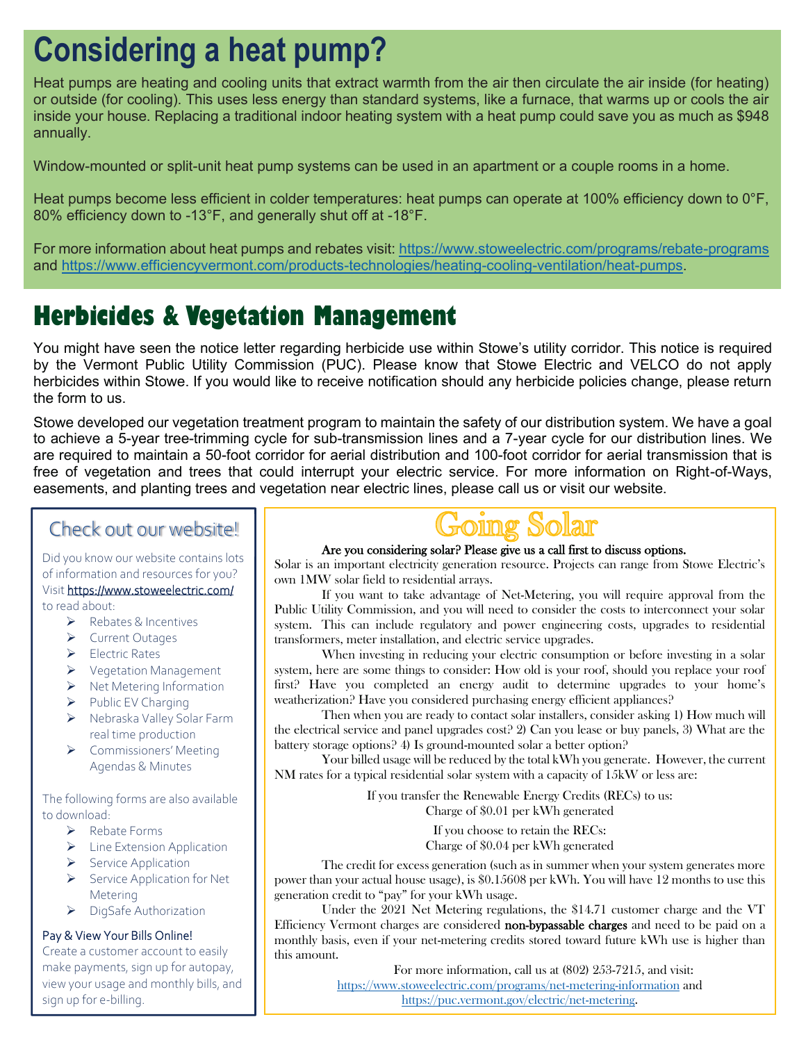# Considering a heat pump?

Heat pumps are heating and cooling units that extract warmth from the air then circulate the air inside (for heating) or outside (for cooling). This uses less energy than standard systems, like a furnace, that warms up or cools the air inside your house. Replacing a traditional indoor heating system with a heat pump could save you as much as $948 annually.

Window-mounted or split-unit heat pump systems can be used in an apartment or a couple rooms in a home.

Heat pumps become less efficient in colder temperatures: heat pumps can operate at 100% efficiency down to 0°F, 80% efficiency down to -13°F, and generally shut off at -18°F.

For more information about heat pumps and rebates visit: https://www.stoweelectric.com/programs/rebate-programs and https://www.efficiencyvermont.com/products-technologies/heating-cooling-ventilation/heat-pumps.

# Herbicides & Vegetation Management

You might have seen the notice letter regarding herbicide use within Stowe's utility corridor. This notice is required by the Vermont Public Utility Commission (PUC). Please know that Stowe Electric and VELCO do not apply herbicides within Stowe. If you would like to receive notification should any herbicide policies change, please return the form to us.

Stowe developed our vegetation treatment program to maintain the safety of our distribution system. We have a goal to achieve a 5-year tree-trimming cycle for sub-transmission lines and a 7-year cycle for our distribution lines. We are required to maintain a 50-foot corridor for aerial distribution and 100-foot corridor for aerial transmission that is free of vegetation and trees that could interrupt your electric service. For more information on Right-of-Ways, easements, and planting trees and vegetation near electric lines, please call us or visit our website.

## Check out our website!

Did you know our website contains lots of information and resources for you? Visit https://www.stoweelectric.com/ to read about:

- Rebates & Incentives
- Current Outages
- Electric Rates
- Vegetation Management
- Net Metering Information
- Public EV Charging
- Nebraska Valley Solar Farm real time production
- Commissioners' Meeting Agendas & Minutes

The following forms are also available to download:

- Rebate Forms
- Line Extension Application
- Service Application
- Service Application for Net Metering
- DigSafe Authorization

**Pay & View Your Bills Online!**
Create a customer account to easily make payments, sign up for autopay, view your usage and monthly bills, and sign up for e-billing.

## Going Solar

**Are you considering solar? Please give us a call first to discuss options.**
Solar is an important electricity generation resource. Projects can range from Stowe Electric's own 1MW solar field to residential arrays.

If you want to take advantage of Net-Metering, you will require approval from the Public Utility Commission, and you will need to consider the costs to interconnect your solar system. This can include regulatory and power engineering costs, upgrades to residential transformers, meter installation, and electric service upgrades.

When investing in reducing your electric consumption or before investing in a solar system, here are some things to consider: How old is your roof, should you replace your roof first? Have you completed an energy audit to determine upgrades to your home's weatherization? Have you considered purchasing energy efficient appliances?

Then when you are ready to contact solar installers, consider asking 1) How much will the electrical service and panel upgrades cost? 2) Can you lease or buy panels, 3) What are the battery storage options? 4) Is ground-mounted solar a better option?

Your billed usage will be reduced by the total kWh you generate. However, the current NM rates for a typical residential solar system with a capacity of 15kW or less are:

If you transfer the Renewable Energy Credits (RECs) to us:
Charge of $0.01 per kWh generated

If you choose to retain the RECs:
Charge of $0.04 per kWh generated

The credit for excess generation (such as in summer when your system generates more power than your actual house usage), is $0.15608 per kWh. You will have 12 months to use this generation credit to "pay" for your kWh usage.

Under the 2021 Net Metering regulations, the $14.71 customer charge and the VT Efficiency Vermont charges are considered **non-bypassable charges** and need to be paid on a monthly basis, even if your net-metering credits stored toward future kWh use is higher than this amount.

For more information, call us at (802) 253-7215, and visit: https://www.stoweelectric.com/programs/net-metering-information and https://puc.vermont.gov/electric/net-metering.